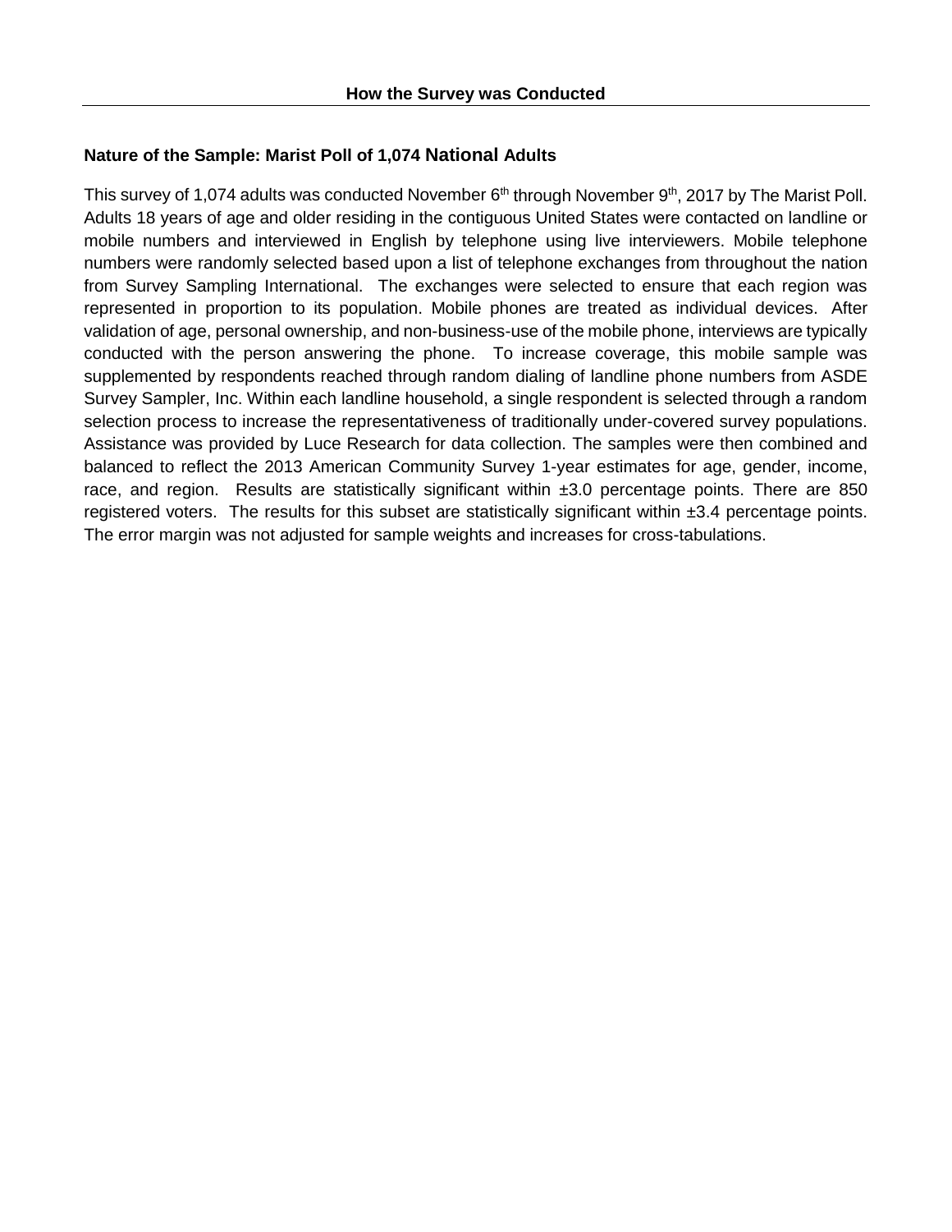## How the Survey was Conducted

### Nature of the Sample: Marist Poll of 1,074 National Adults

This survey of 1,074 adults was conducted November 6th through November 9th, 2017 by The Marist Poll. Adults 18 years of age and older residing in the contiguous United States were contacted on landline or mobile numbers and interviewed in English by telephone using live interviewers. Mobile telephone numbers were randomly selected based upon a list of telephone exchanges from throughout the nation from Survey Sampling International. The exchanges were selected to ensure that each region was represented in proportion to its population. Mobile phones are treated as individual devices. After validation of age, personal ownership, and non-business-use of the mobile phone, interviews are typically conducted with the person answering the phone. To increase coverage, this mobile sample was supplemented by respondents reached through random dialing of landline phone numbers from ASDE Survey Sampler, Inc. Within each landline household, a single respondent is selected through a random selection process to increase the representativeness of traditionally under-covered survey populations. Assistance was provided by Luce Research for data collection. The samples were then combined and balanced to reflect the 2013 American Community Survey 1-year estimates for age, gender, income, race, and region. Results are statistically significant within ±3.0 percentage points. There are 850 registered voters. The results for this subset are statistically significant within ±3.4 percentage points. The error margin was not adjusted for sample weights and increases for cross-tabulations.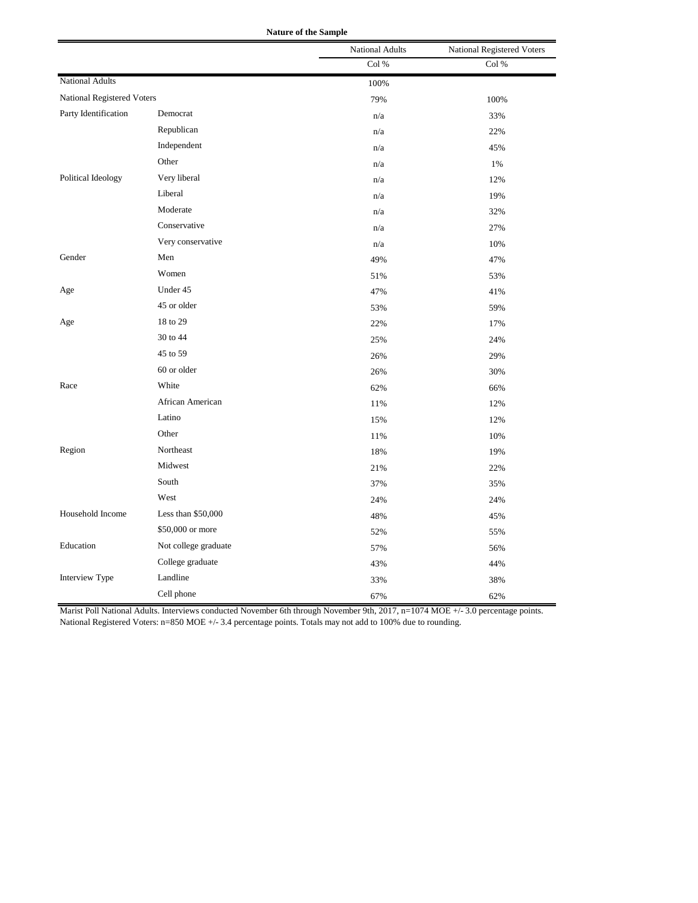**Nature of the Sample**

| | | National Adults | National Registered Voters |
|---|---|---|---|
| | | Col % | Col % |
| National Adults | | 100% | |
| National Registered Voters | | 79% | 100% |
| Party Identification | Democrat | n/a | 33% |
| | Republican | n/a | 22% |
| | Independent | n/a | 45% |
| | Other | n/a | 1% |
| Political Ideology | Very liberal | n/a | 12% |
| | Liberal | n/a | 19% |
| | Moderate | n/a | 32% |
| | Conservative | n/a | 27% |
| | Very conservative | n/a | 10% |
| Gender | Men | 49% | 47% |
| | Women | 51% | 53% |
| Age | Under 45 | 47% | 41% |
| | 45 or older | 53% | 59% |
| Age | 18 to 29 | 22% | 17% |
| | 30 to 44 | 25% | 24% |
| | 45 to 59 | 26% | 29% |
| | 60 or older | 26% | 30% |
| Race | White | 62% | 66% |
| | African American | 11% | 12% |
| | Latino | 15% | 12% |
| | Other | 11% | 10% |
| Region | Northeast | 18% | 19% |
| | Midwest | 21% | 22% |
| | South | 37% | 35% |
| | West | 24% | 24% |
| Household Income | Less than $50,000 | 48% | 45% |
| | $50,000 or more | 52% | 55% |
| Education | Not college graduate | 57% | 56% |
| | College graduate | 43% | 44% |
| Interview Type | Landline | 33% | 38% |
| | Cell phone | 67% | 62% |

Marist Poll National Adults. Interviews conducted November 6th through November 9th, 2017, n=1074 MOE +/- 3.0 percentage points. National Registered Voters: n=850 MOE +/- 3.4 percentage points. Totals may not add to 100% due to rounding.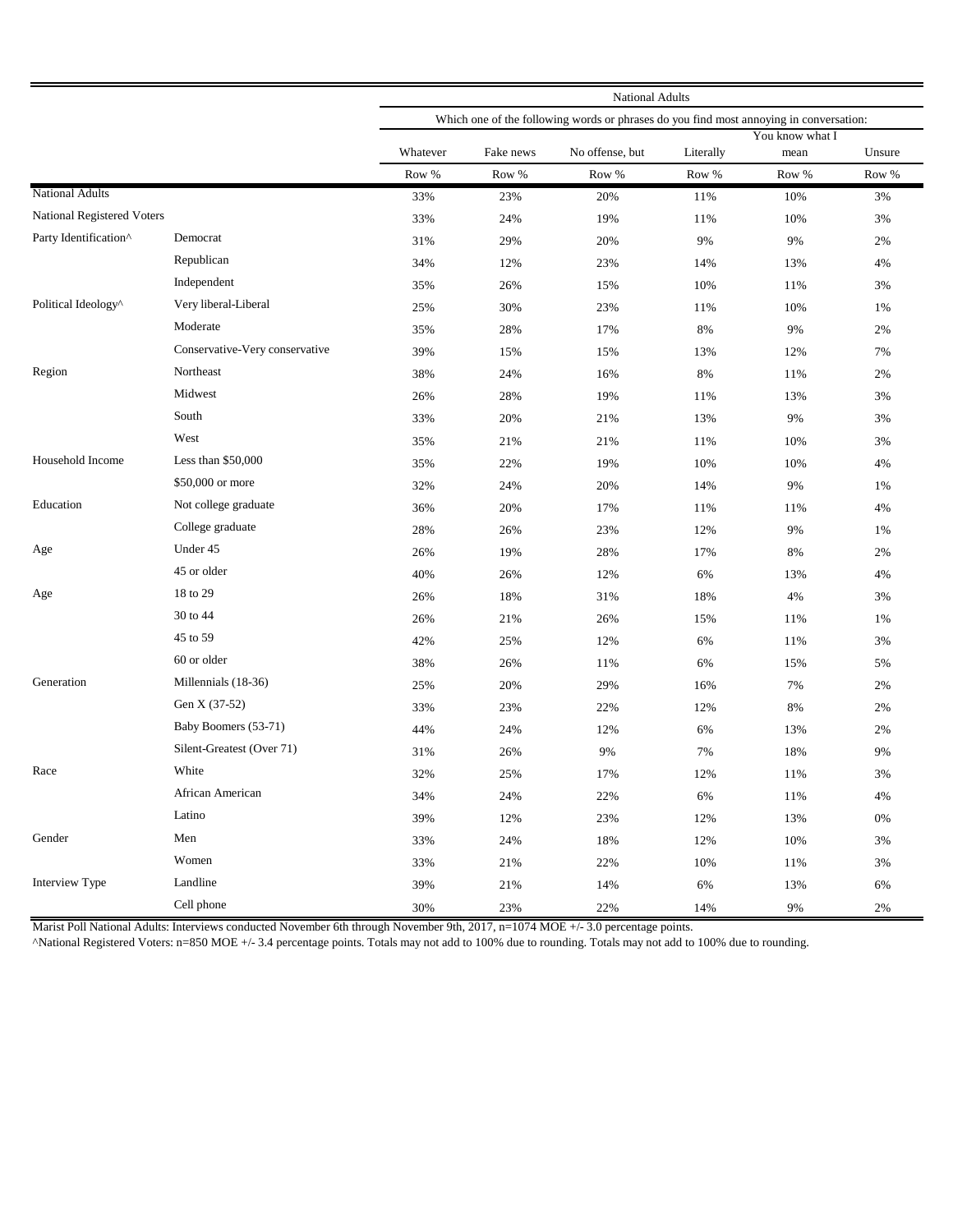| | | National Adults | | | | | |
|---|---|---|---|---|---|---|---|
| | | Which one of the following words or phrases do you find most annoying in conversation: | | | | | |
| | | Whatever | Fake news | No offense, but | Literally | You know what I mean | Unsure |
| | | Row % | Row % | Row % | Row % | Row % | Row % |
| National Adults | | 33% | 23% | 20% | 11% | 10% | 3% |
| National Registered Voters | | 33% | 24% | 19% | 11% | 10% | 3% |
| Party Identification^ | Democrat | 31% | 29% | 20% | 9% | 9% | 2% |
| | Republican | 34% | 12% | 23% | 14% | 13% | 4% |
| | Independent | 35% | 26% | 15% | 10% | 11% | 3% |
| Political Ideology^ | Very liberal-Liberal | 25% | 30% | 23% | 11% | 10% | 1% |
| | Moderate | 35% | 28% | 17% | 8% | 9% | 2% |
| | Conservative-Very conservative | 39% | 15% | 15% | 13% | 12% | 7% |
| Region | Northeast | 38% | 24% | 16% | 8% | 11% | 2% |
| | Midwest | 26% | 28% | 19% | 11% | 13% | 3% |
| | South | 33% | 20% | 21% | 13% | 9% | 3% |
| | West | 35% | 21% | 21% | 11% | 10% | 3% |
| Household Income | Less than $50,000 | 35% | 22% | 19% | 10% | 10% | 4% |
| | $50,000 or more | 32% | 24% | 20% | 14% | 9% | 1% |
| Education | Not college graduate | 36% | 20% | 17% | 11% | 11% | 4% |
| | College graduate | 28% | 26% | 23% | 12% | 9% | 1% |
| Age | Under 45 | 26% | 19% | 28% | 17% | 8% | 2% |
| | 45 or older | 40% | 26% | 12% | 6% | 13% | 4% |
| Age | 18 to 29 | 26% | 18% | 31% | 18% | 4% | 3% |
| | 30 to 44 | 26% | 21% | 26% | 15% | 11% | 1% |
| | 45 to 59 | 42% | 25% | 12% | 6% | 11% | 3% |
| | 60 or older | 38% | 26% | 11% | 6% | 15% | 5% |
| Generation | Millennials (18-36) | 25% | 20% | 29% | 16% | 7% | 2% |
| | Gen X (37-52) | 33% | 23% | 22% | 12% | 8% | 2% |
| | Baby Boomers (53-71) | 44% | 24% | 12% | 6% | 13% | 2% |
| | Silent-Greatest (Over 71) | 31% | 26% | 9% | 7% | 18% | 9% |
| Race | White | 32% | 25% | 17% | 12% | 11% | 3% |
| | African American | 34% | 24% | 22% | 6% | 11% | 4% |
| | Latino | 39% | 12% | 23% | 12% | 13% | 0% |
| Gender | Men | 33% | 24% | 18% | 12% | 10% | 3% |
| | Women | 33% | 21% | 22% | 10% | 11% | 3% |
| Interview Type | Landline | 39% | 21% | 14% | 6% | 13% | 6% |
| | Cell phone | 30% | 23% | 22% | 14% | 9% | 2% |

Marist Poll National Adults: Interviews conducted November 6th through November 9th, 2017, n=1074 MOE +/- 3.0 percentage points.

^National Registered Voters: n=850 MOE +/- 3.4 percentage points. Totals may not add to 100% due to rounding. Totals may not add to 100% due to rounding.